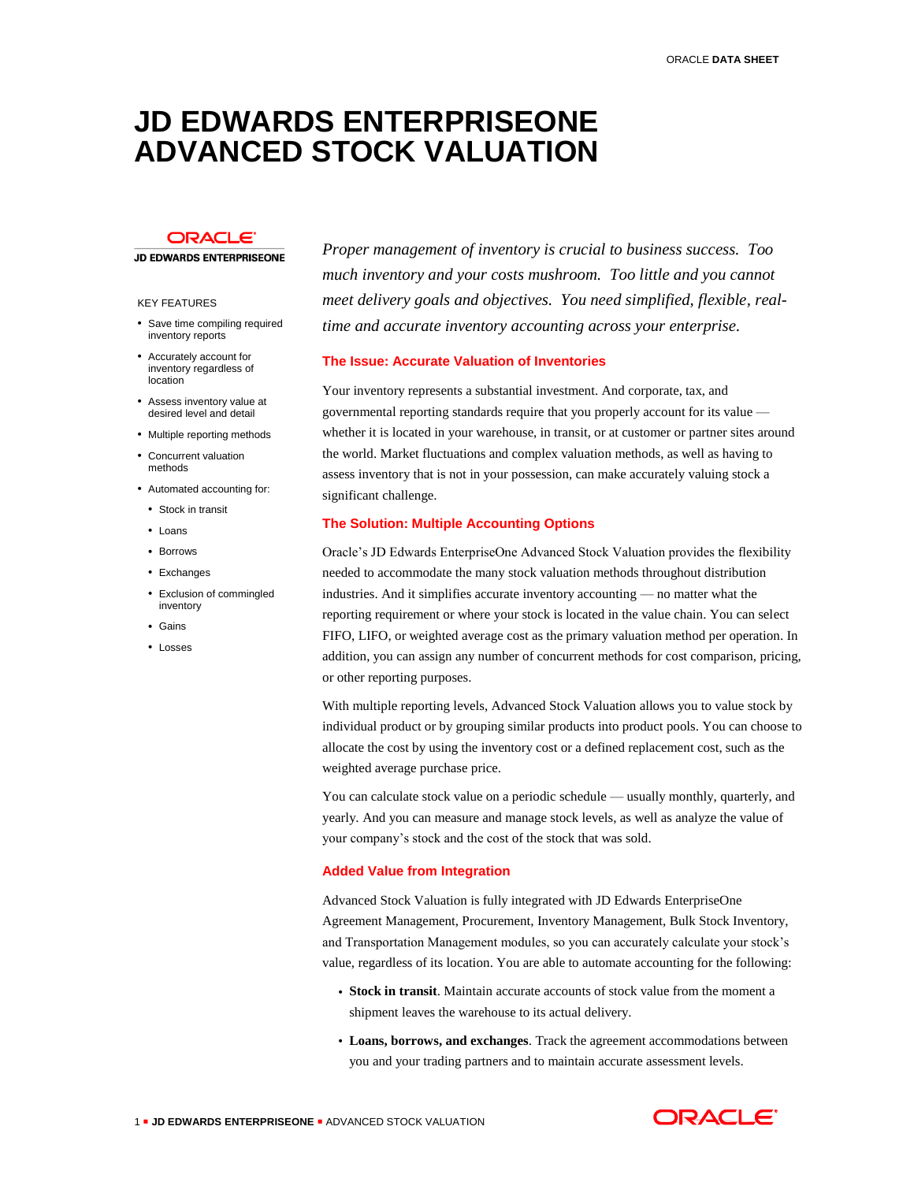# JD EDWARDS ENTERPRISEONE ADVANCED STOCK VALUATION

ORACLE

JD EDWARDS ENTERPRISEONE

KEY FEATURES

- Save time compiling required inventory reports
- Accurately account for inventory regardless of location
- Assess inventory value at desired level and detail
- Multiple reporting methods
- Concurrent valuation methods
- Automated accounting for:
  - Stock in transit
  - Loans
  - Borrows
  - Exchanges
  - Exclusion of commingled inventory
  - Gains
  - Losses

*Proper management of inventory is crucial to business success. Too much inventory and your costs mushroom. Too little and you cannot meet delivery goals and objectives. You need simplified, flexible, real-time and accurate inventory accounting across your enterprise.*

## The Issue: Accurate Valuation of Inventories

Your inventory represents a substantial investment. And corporate, tax, and governmental reporting standards require that you properly account for its value — whether it is located in your warehouse, in transit, or at customer or partner sites around the world. Market fluctuations and complex valuation methods, as well as having to assess inventory that is not in your possession, can make accurately valuing stock a significant challenge.

## The Solution: Multiple Accounting Options

Oracle's JD Edwards EnterpriseOne Advanced Stock Valuation provides the flexibility needed to accommodate the many stock valuation methods throughout distribution industries. And it simplifies accurate inventory accounting — no matter what the reporting requirement or where your stock is located in the value chain. You can select FIFO, LIFO, or weighted average cost as the primary valuation method per operation. In addition, you can assign any number of concurrent methods for cost comparison, pricing, or other reporting purposes.

With multiple reporting levels, Advanced Stock Valuation allows you to value stock by individual product or by grouping similar products into product pools. You can choose to allocate the cost by using the inventory cost or a defined replacement cost, such as the weighted average purchase price.

You can calculate stock value on a periodic schedule — usually monthly, quarterly, and yearly. And you can measure and manage stock levels, as well as analyze the value of your company's stock and the cost of the stock that was sold.

## Added Value from Integration

Advanced Stock Valuation is fully integrated with JD Edwards EnterpriseOne Agreement Management, Procurement, Inventory Management, Bulk Stock Inventory, and Transportation Management modules, so you can accurately calculate your stock's value, regardless of its location. You are able to automate accounting for the following:

- **Stock in transit**. Maintain accurate accounts of stock value from the moment a shipment leaves the warehouse to its actual delivery.
- **Loans, borrows, and exchanges**. Track the agreement accommodations between you and your trading partners and to maintain accurate assessment levels.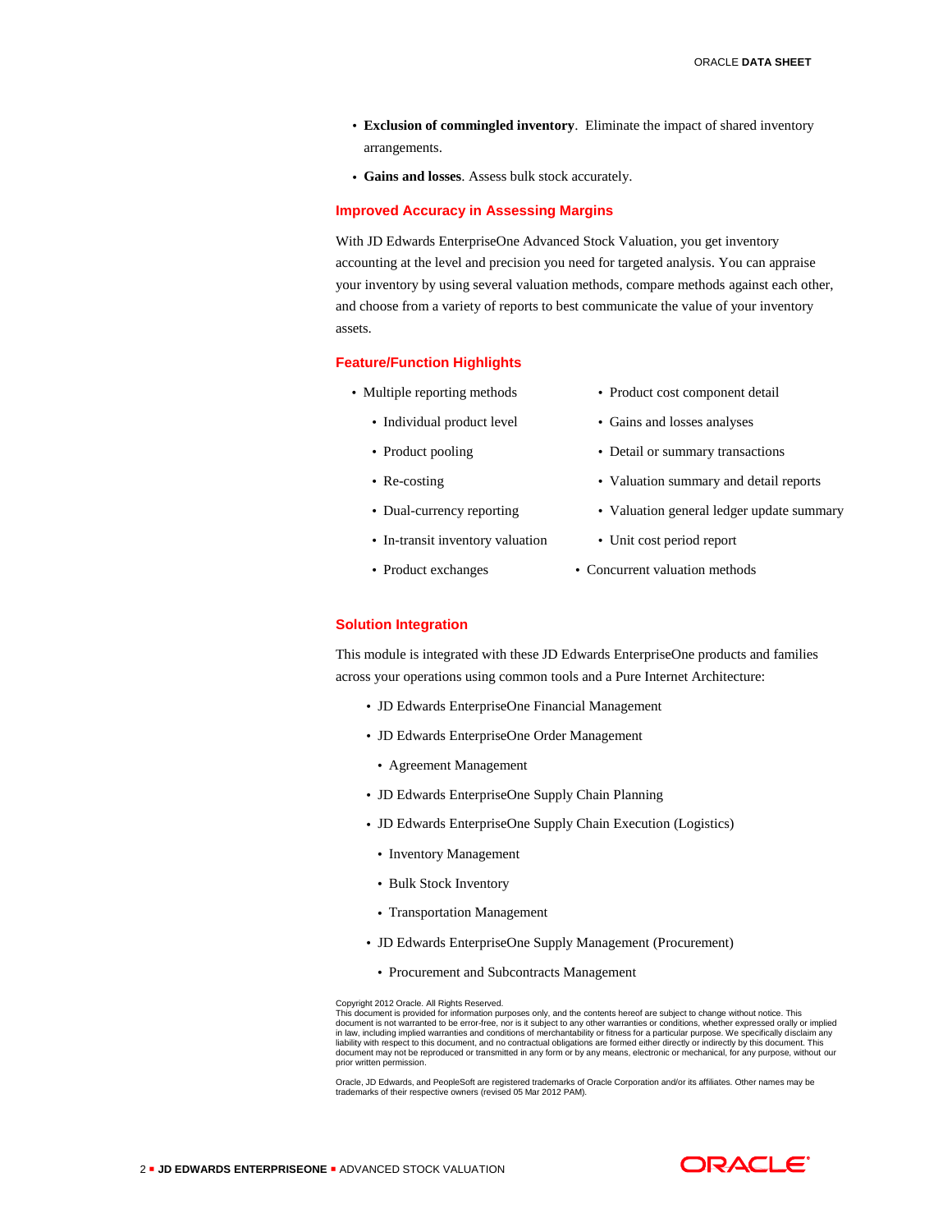- **Exclusion of commingled inventory**. Eliminate the impact of shared inventory arrangements.
- **Gains and losses**. Assess bulk stock accurately.

### Improved Accuracy in Assessing Margins

With JD Edwards EnterpriseOne Advanced Stock Valuation, you get inventory accounting at the level and precision you need for targeted analysis. You can appraise your inventory by using several valuation methods, compare methods against each other, and choose from a variety of reports to best communicate the value of your inventory assets.

### Feature/Function Highlights

- Multiple reporting methods
  - Individual product level
  - Product pooling
  - Re-costing
  - Dual-currency reporting
  - In-transit inventory valuation
  - Product exchanges
- Product cost component detail
- Gains and losses analyses
- Detail or summary transactions
- Valuation summary and detail reports
- Valuation general ledger update summary
- Unit cost period report
- Concurrent valuation methods

### Solution Integration

This module is integrated with these JD Edwards EnterpriseOne products and families across your operations using common tools and a Pure Internet Architecture:

- JD Edwards EnterpriseOne Financial Management
- JD Edwards EnterpriseOne Order Management
  - Agreement Management
- JD Edwards EnterpriseOne Supply Chain Planning
- JD Edwards EnterpriseOne Supply Chain Execution (Logistics)
  - Inventory Management
  - Bulk Stock Inventory
  - Transportation Management
- JD Edwards EnterpriseOne Supply Management (Procurement)
  - Procurement and Subcontracts Management

Copyright 2012 Oracle. All Rights Reserved.
This document is provided for information purposes only, and the contents hereof are subject to change without notice. This document is not warranted to be error-free, nor is it subject to any other warranties or conditions, whether expressed orally or implied in law, including implied warranties and conditions of merchantability or fitness for a particular purpose. We specifically disclaim any liability with respect to this document, and no contractual obligations are formed either directly or indirectly by this document. This document may not be reproduced or transmitted in any form or by any means, electronic or mechanical, for any purpose, without our prior written permission.

Oracle, JD Edwards, and PeopleSoft are registered trademarks of Oracle Corporation and/or its affiliates. Other names may be trademarks of their respective owners (revised 05 Mar 2012 PAM).